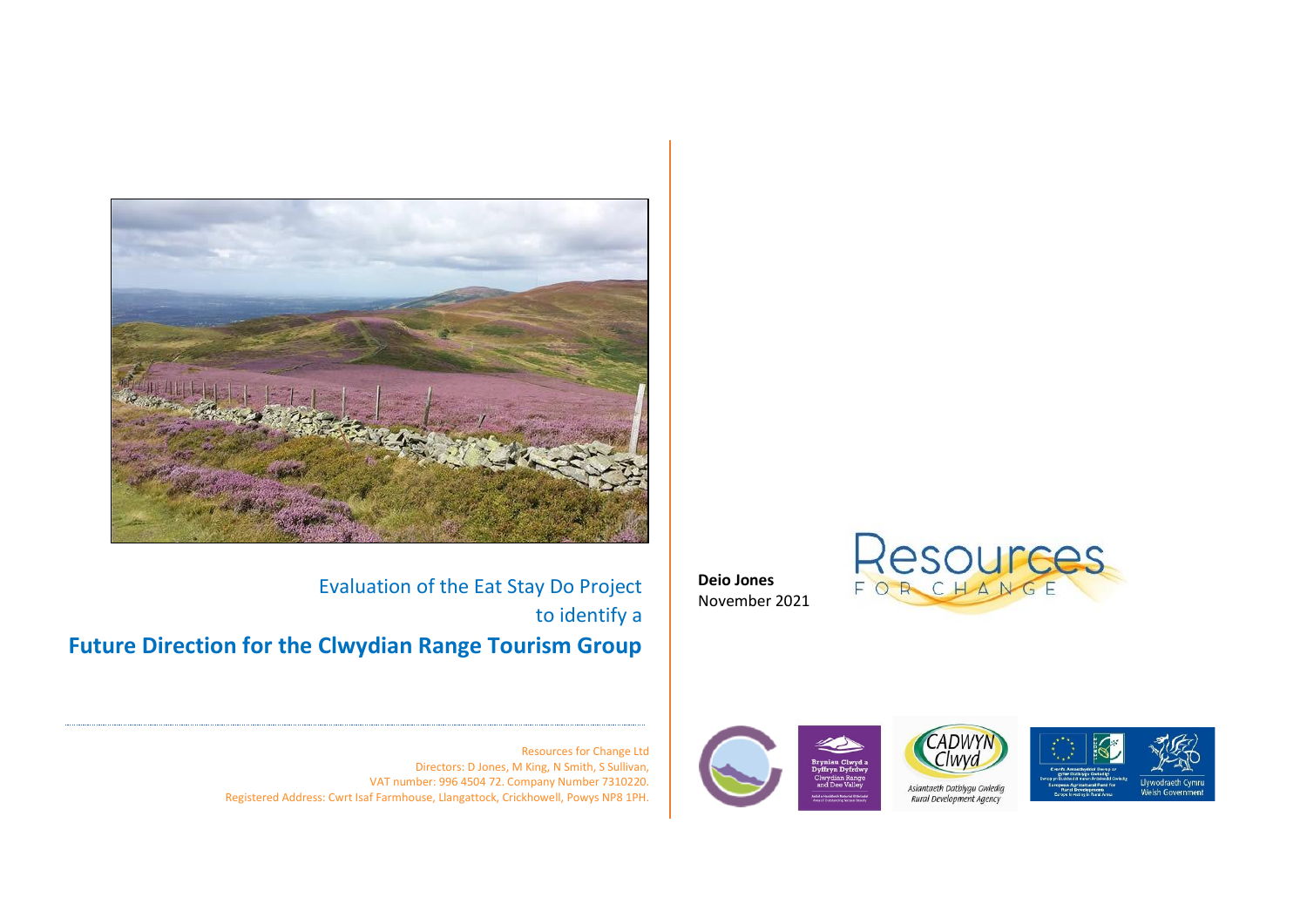Evaluation of the Eat Stay Do Project to identify a

# Future Direction for the Clwydian Range Tourism Group

**Deio Jones**
November 2021

Resources for Change Ltd
Directors: D Jones, M King, N Smith, S Sullivan,
VAT number: 996 4504 72. Company Number 7310220.
Registered Address: Cwrt Isaf Farmhouse, Llangattock, Crickhowell, Powys NP8 1PH.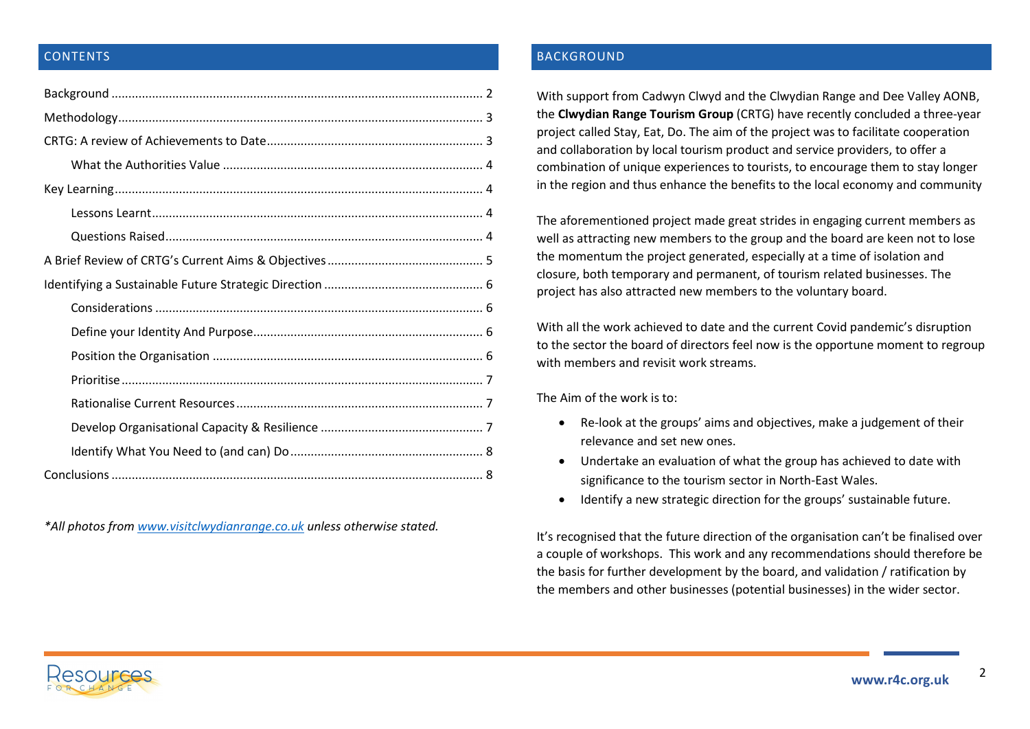## CONTENTS

| | |
|---|---|
| Background | 2 |
| Methodology | 3 |
| CRTG: A review of Achievements to Date | 3 |
| &nbsp;&nbsp;&nbsp;&nbsp;What the Authorities Value | 4 |
| Key Learning | 4 |
| &nbsp;&nbsp;&nbsp;&nbsp;Lessons Learnt | 4 |
| &nbsp;&nbsp;&nbsp;&nbsp;Questions Raised | 4 |
| A Brief Review of CRTG's Current Aims & Objectives | 5 |
| Identifying a Sustainable Future Strategic Direction | 6 |
| &nbsp;&nbsp;&nbsp;&nbsp;Considerations | 6 |
| &nbsp;&nbsp;&nbsp;&nbsp;Define your Identity And Purpose | 6 |
| &nbsp;&nbsp;&nbsp;&nbsp;Position the Organisation | 6 |
| &nbsp;&nbsp;&nbsp;&nbsp;Prioritise | 7 |
| &nbsp;&nbsp;&nbsp;&nbsp;Rationalise Current Resources | 7 |
| &nbsp;&nbsp;&nbsp;&nbsp;Develop Organisational Capacity & Resilience | 7 |
| &nbsp;&nbsp;&nbsp;&nbsp;Identify What You Need to (and can) Do | 8 |
| Conclusions | 8 |

*\*All photos from [www.visitclwydianrange.co.uk](http://www.visitclwydianrange.co.uk) unless otherwise stated.*

## BACKGROUND

With support from Cadwyn Clwyd and the Clwydian Range and Dee Valley AONB, the **Clwydian Range Tourism Group** (CRTG) have recently concluded a three-year project called Stay, Eat, Do. The aim of the project was to facilitate cooperation and collaboration by local tourism product and service providers, to offer a combination of unique experiences to tourists, to encourage them to stay longer in the region and thus enhance the benefits to the local economy and community

The aforementioned project made great strides in engaging current members as well as attracting new members to the group and the board are keen not to lose the momentum the project generated, especially at a time of isolation and closure, both temporary and permanent, of tourism related businesses. The project has also attracted new members to the voluntary board.

With all the work achieved to date and the current Covid pandemic's disruption to the sector the board of directors feel now is the opportune moment to regroup with members and revisit work streams.

The Aim of the work is to:

- Re-look at the groups' aims and objectives, make a judgement of their relevance and set new ones.
- Undertake an evaluation of what the group has achieved to date with significance to the tourism sector in North-East Wales.
- Identify a new strategic direction for the groups' sustainable future.

It's recognised that the future direction of the organisation can't be finalised over a couple of workshops. This work and any recommendations should therefore be the basis for further development by the board, and validation / ratification by the members and other businesses (potential businesses) in the wider sector.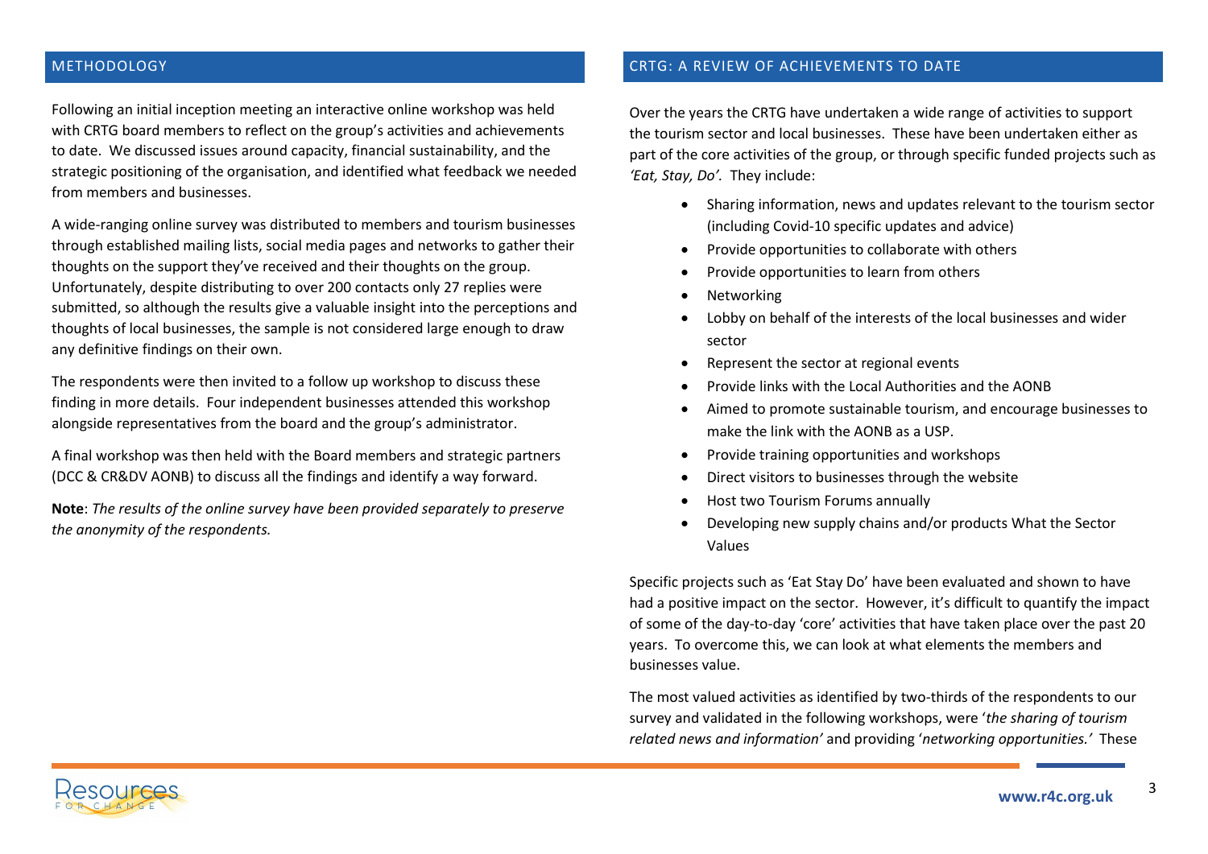## METHODOLOGY

Following an initial inception meeting an interactive online workshop was held with CRTG board members to reflect on the group's activities and achievements to date. We discussed issues around capacity, financial sustainability, and the strategic positioning of the organisation, and identified what feedback we needed from members and businesses.

A wide-ranging online survey was distributed to members and tourism businesses through established mailing lists, social media pages and networks to gather their thoughts on the support they've received and their thoughts on the group. Unfortunately, despite distributing to over 200 contacts only 27 replies were submitted, so although the results give a valuable insight into the perceptions and thoughts of local businesses, the sample is not considered large enough to draw any definitive findings on their own.

The respondents were then invited to a follow up workshop to discuss these finding in more details. Four independent businesses attended this workshop alongside representatives from the board and the group's administrator.

A final workshop was then held with the Board members and strategic partners (DCC & CR&DV AONB) to discuss all the findings and identify a way forward.

**Note**: *The results of the online survey have been provided separately to preserve the anonymity of the respondents.*

## CRTG: A REVIEW OF ACHIEVEMENTS TO DATE

Over the years the CRTG have undertaken a wide range of activities to support the tourism sector and local businesses. These have been undertaken either as part of the core activities of the group, or through specific funded projects such as *'Eat, Stay, Do'.* They include:

- Sharing information, news and updates relevant to the tourism sector (including Covid-10 specific updates and advice)
- Provide opportunities to collaborate with others
- Provide opportunities to learn from others
- Networking
- Lobby on behalf of the interests of the local businesses and wider sector
- Represent the sector at regional events
- Provide links with the Local Authorities and the AONB
- Aimed to promote sustainable tourism, and encourage businesses to make the link with the AONB as a USP.
- Provide training opportunities and workshops
- Direct visitors to businesses through the website
- Host two Tourism Forums annually
- Developing new supply chains and/or products What the Sector Values

Specific projects such as 'Eat Stay Do' have been evaluated and shown to have had a positive impact on the sector. However, it's difficult to quantify the impact of some of the day-to-day 'core' activities that have taken place over the past 20 years. To overcome this, we can look at what elements the members and businesses value.

The most valued activities as identified by two-thirds of the respondents to our survey and validated in the following workshops, were '*the sharing of tourism related news and information'* and providing '*networking opportunities.'* These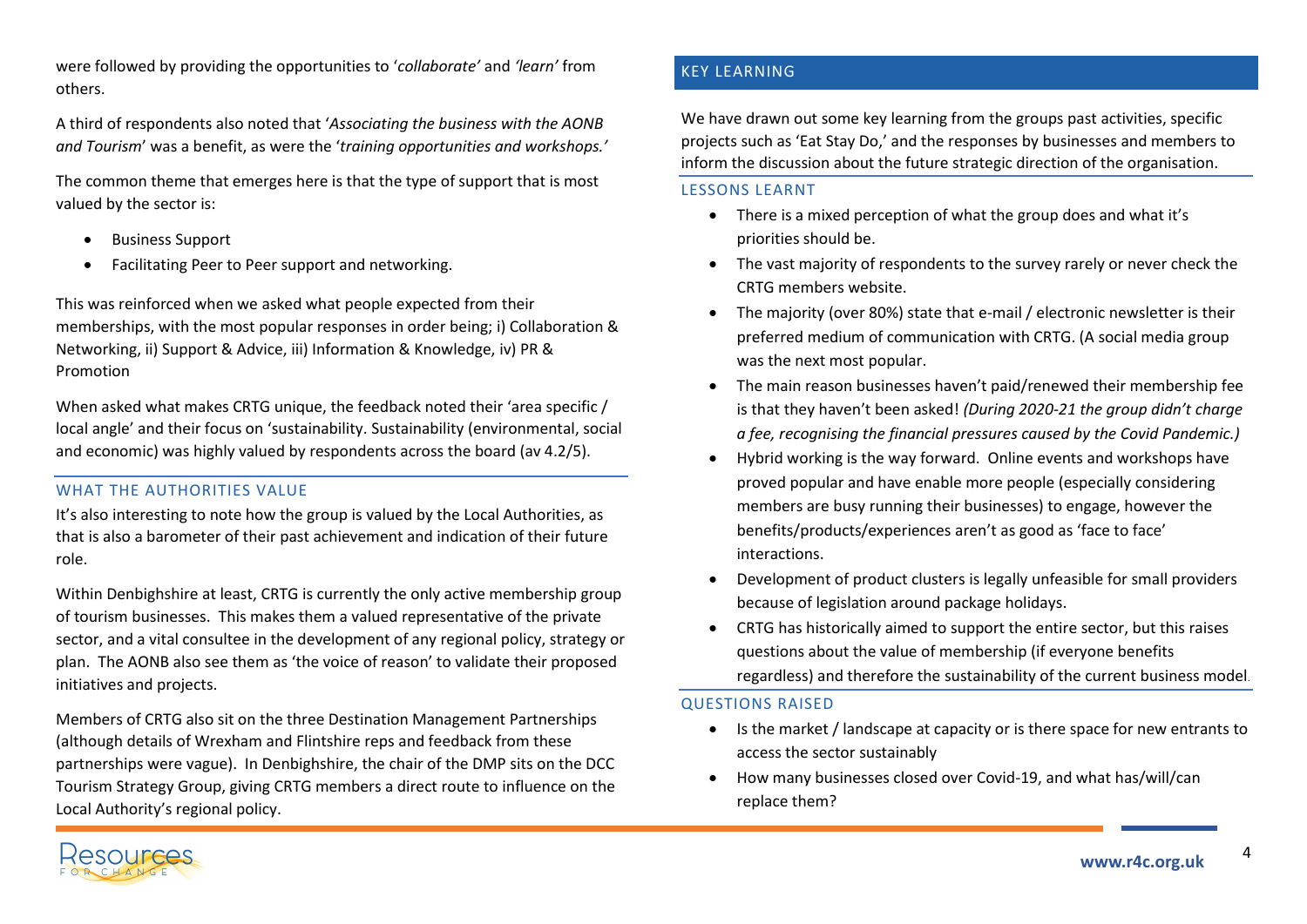were followed by providing the opportunities to '*collaborate'* and *'learn'* from others.

A third of respondents also noted that '*Associating the business with the AONB and Tourism*' was a benefit, as were the '*training opportunities and workshops.'*

The common theme that emerges here is that the type of support that is most valued by the sector is:

- Business Support
- Facilitating Peer to Peer support and networking.

This was reinforced when we asked what people expected from their memberships, with the most popular responses in order being; i) Collaboration & Networking, ii) Support & Advice, iii) Information & Knowledge, iv) PR & Promotion

When asked what makes CRTG unique, the feedback noted their 'area specific / local angle' and their focus on 'sustainability. Sustainability (environmental, social and economic) was highly valued by respondents across the board (av 4.2/5).

### WHAT THE AUTHORITIES VALUE

It's also interesting to note how the group is valued by the Local Authorities, as that is also a barometer of their past achievement and indication of their future role.

Within Denbighshire at least, CRTG is currently the only active membership group of tourism businesses. This makes them a valued representative of the private sector, and a vital consultee in the development of any regional policy, strategy or plan. The AONB also see them as 'the voice of reason' to validate their proposed initiatives and projects.

Members of CRTG also sit on the three Destination Management Partnerships (although details of Wrexham and Flintshire reps and feedback from these partnerships were vague). In Denbighshire, the chair of the DMP sits on the DCC Tourism Strategy Group, giving CRTG members a direct route to influence on the Local Authority's regional policy.

## KEY LEARNING

We have drawn out some key learning from the groups past activities, specific projects such as 'Eat Stay Do,' and the responses by businesses and members to inform the discussion about the future strategic direction of the organisation.

### LESSONS LEARNT

- There is a mixed perception of what the group does and what it's priorities should be.
- The vast majority of respondents to the survey rarely or never check the CRTG members website.
- The majority (over 80%) state that e-mail / electronic newsletter is their preferred medium of communication with CRTG. (A social media group was the next most popular.
- The main reason businesses haven't paid/renewed their membership fee is that they haven't been asked! *(During 2020-21 the group didn't charge a fee, recognising the financial pressures caused by the Covid Pandemic.)*
- Hybrid working is the way forward. Online events and workshops have proved popular and have enable more people (especially considering members are busy running their businesses) to engage, however the benefits/products/experiences aren't as good as 'face to face' interactions.
- Development of product clusters is legally unfeasible for small providers because of legislation around package holidays.
- CRTG has historically aimed to support the entire sector, but this raises questions about the value of membership (if everyone benefits regardless) and therefore the sustainability of the current business model.

### QUESTIONS RAISED

- Is the market / landscape at capacity or is there space for new entrants to access the sector sustainably
- How many businesses closed over Covid-19, and what has/will/can replace them?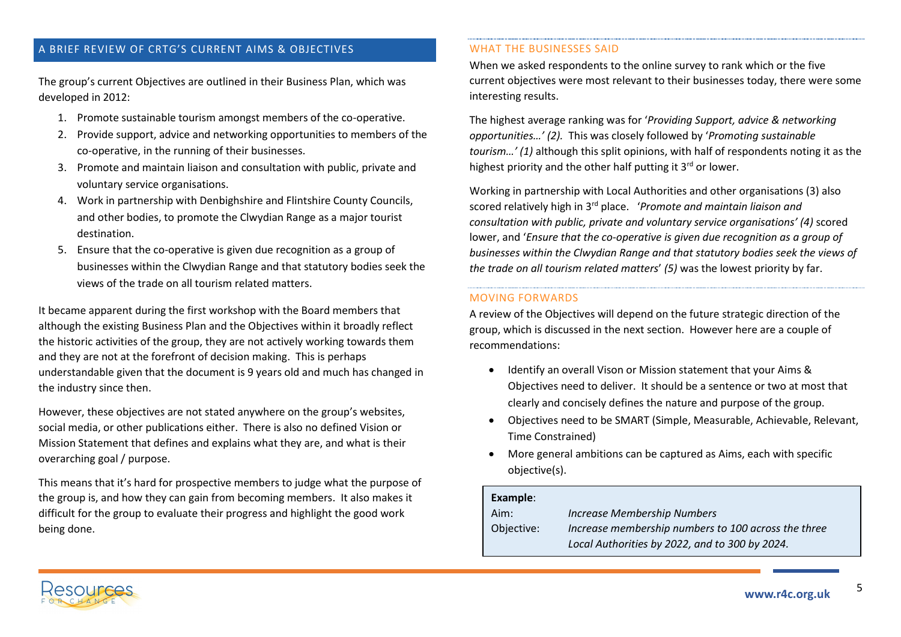## A BRIEF REVIEW OF CRTG'S CURRENT AIMS & OBJECTIVES

The group's current Objectives are outlined in their Business Plan, which was developed in 2012:

1. Promote sustainable tourism amongst members of the co-operative.
2. Provide support, advice and networking opportunities to members of the co-operative, in the running of their businesses.
3. Promote and maintain liaison and consultation with public, private and voluntary service organisations.
4. Work in partnership with Denbighshire and Flintshire County Councils, and other bodies, to promote the Clwydian Range as a major tourist destination.
5. Ensure that the co-operative is given due recognition as a group of businesses within the Clwydian Range and that statutory bodies seek the views of the trade on all tourism related matters.

It became apparent during the first workshop with the Board members that although the existing Business Plan and the Objectives within it broadly reflect the historic activities of the group, they are not actively working towards them and they are not at the forefront of decision making. This is perhaps understandable given that the document is 9 years old and much has changed in the industry since then.

However, these objectives are not stated anywhere on the group's websites, social media, or other publications either. There is also no defined Vision or Mission Statement that defines and explains what they are, and what is their overarching goal / purpose.

This means that it's hard for prospective members to judge what the purpose of the group is, and how they can gain from becoming members. It also makes it difficult for the group to evaluate their progress and highlight the good work being done.

### WHAT THE BUSINESSES SAID

When we asked respondents to the online survey to rank which or the five current objectives were most relevant to their businesses today, there were some interesting results.

The highest average ranking was for '*Providing Support, advice & networking opportunities…' (2).* This was closely followed by '*Promoting sustainable tourism…' (1)* although this split opinions, with half of respondents noting it as the highest priority and the other half putting it 3rd or lower.

Working in partnership with Local Authorities and other organisations (3) also scored relatively high in 3rd place. '*Promote and maintain liaison and consultation with public, private and voluntary service organisations' (4)* scored lower, and '*Ensure that the co-operative is given due recognition as a group of businesses within the Clwydian Range and that statutory bodies seek the views of the trade on all tourism related matters*' *(5)* was the lowest priority by far.

### MOVING FORWARDS

A review of the Objectives will depend on the future strategic direction of the group, which is discussed in the next section. However here are a couple of recommendations:

- Identify an overall Vison or Mission statement that your Aims & Objectives need to deliver. It should be a sentence or two at most that clearly and concisely defines the nature and purpose of the group.
- Objectives need to be SMART (Simple, Measurable, Achievable, Relevant, Time Constrained)
- More general ambitions can be captured as Aims, each with specific objective(s).

**Example**:

| | |
|---|---|
| Aim: | *Increase Membership Numbers* |
| Objective: | *Increase membership numbers to 100 across the three Local Authorities by 2022, and to 300 by 2024.* |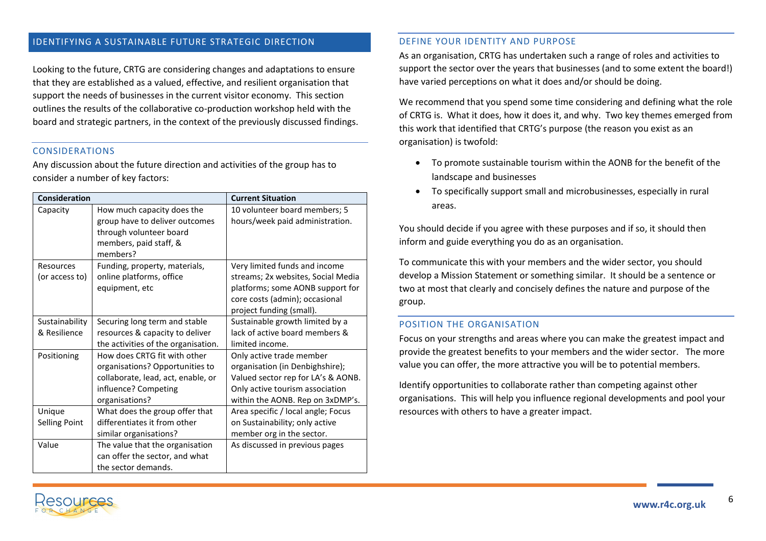## IDENTIFYING A SUSTAINABLE FUTURE STRATEGIC DIRECTION

Looking to the future, CRTG are considering changes and adaptations to ensure that they are established as a valued, effective, and resilient organisation that support the needs of businesses in the current visitor economy. This section outlines the results of the collaborative co-production workshop held with the board and strategic partners, in the context of the previously discussed findings.

### CONSIDERATIONS

Any discussion about the future direction and activities of the group has to consider a number of key factors:

| Consideration | | Current Situation |
|---|---|---|
| Capacity | How much capacity does the group have to deliver outcomes through volunteer board members, paid staff, & members? | 10 volunteer board members; 5 hours/week paid administration. |
| Resources (or access to) | Funding, property, materials, online platforms, office equipment, etc | Very limited funds and income streams; 2x websites, Social Media platforms; some AONB support for core costs (admin); occasional project funding (small). |
| Sustainability & Resilience | Securing long term and stable resources & capacity to deliver the activities of the organisation. | Sustainable growth limited by a lack of active board members & limited income. |
| Positioning | How does CRTG fit with other organisations? Opportunities to collaborate, lead, act, enable, or influence? Competing organisations? | Only active trade member organisation (in Denbighshire); Valued sector rep for LA's & AONB. Only active tourism association within the AONB. Rep on 3xDMP's. |
| Unique Selling Point | What does the group offer that differentiates it from other similar organisations? | Area specific / local angle; Focus on Sustainability; only active member org in the sector. |
| Value | The value that the organisation can offer the sector, and what the sector demands. | As discussed in previous pages |

### DEFINE YOUR IDENTITY AND PURPOSE

As an organisation, CRTG has undertaken such a range of roles and activities to support the sector over the years that businesses (and to some extent the board!) have varied perceptions on what it does and/or should be doing.

We recommend that you spend some time considering and defining what the role of CRTG is. What it does, how it does it, and why. Two key themes emerged from this work that identified that CRTG's purpose (the reason you exist as an organisation) is twofold:

- To promote sustainable tourism within the AONB for the benefit of the landscape and businesses
- To specifically support small and microbusinesses, especially in rural areas.

You should decide if you agree with these purposes and if so, it should then inform and guide everything you do as an organisation.

To communicate this with your members and the wider sector, you should develop a Mission Statement or something similar. It should be a sentence or two at most that clearly and concisely defines the nature and purpose of the group.

### POSITION THE ORGANISATION

Focus on your strengths and areas where you can make the greatest impact and provide the greatest benefits to your members and the wider sector. The more value you can offer, the more attractive you will be to potential members.

Identify opportunities to collaborate rather than competing against other organisations. This will help you influence regional developments and pool your resources with others to have a greater impact.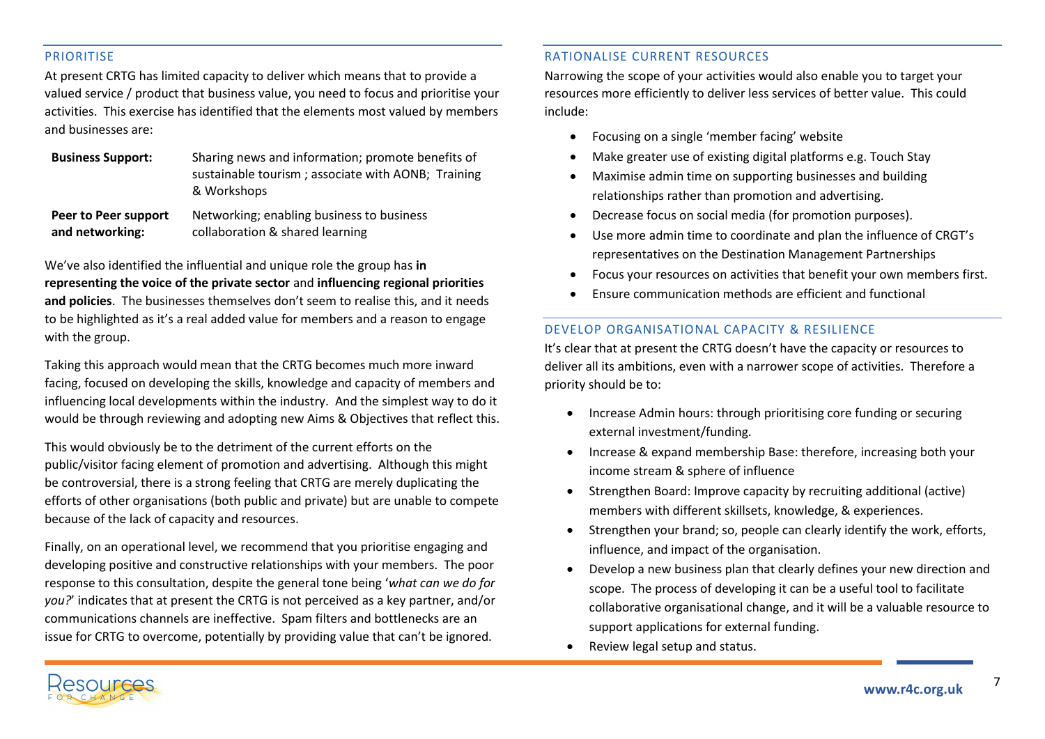## PRIORITISE

At present CRTG has limited capacity to deliver which means that to provide a valued service / product that business value, you need to focus and prioritise your activities. This exercise has identified that the elements most valued by members and businesses are:

| | |
|---|---|
| **Business Support:** | Sharing news and information; promote benefits of sustainable tourism ; associate with AONB; Training & Workshops |
| **Peer to Peer support and networking:** | Networking; enabling business to business collaboration & shared learning |

We've also identified the influential and unique role the group has **in representing the voice of the private sector** and **influencing regional priorities and policies**. The businesses themselves don't seem to realise this, and it needs to be highlighted as it's a real added value for members and a reason to engage with the group.

Taking this approach would mean that the CRTG becomes much more inward facing, focused on developing the skills, knowledge and capacity of members and influencing local developments within the industry. And the simplest way to do it would be through reviewing and adopting new Aims & Objectives that reflect this.

This would obviously be to the detriment of the current efforts on the public/visitor facing element of promotion and advertising. Although this might be controversial, there is a strong feeling that CRTG are merely duplicating the efforts of other organisations (both public and private) but are unable to compete because of the lack of capacity and resources.

Finally, on an operational level, we recommend that you prioritise engaging and developing positive and constructive relationships with your members. The poor response to this consultation, despite the general tone being '*what can we do for you?*' indicates that at present the CRTG is not perceived as a key partner, and/or communications channels are ineffective. Spam filters and bottlenecks are an issue for CRTG to overcome, potentially by providing value that can't be ignored.

## RATIONALISE CURRENT RESOURCES

Narrowing the scope of your activities would also enable you to target your resources more efficiently to deliver less services of better value. This could include:

- Focusing on a single 'member facing' website
- Make greater use of existing digital platforms e.g. Touch Stay
- Maximise admin time on supporting businesses and building relationships rather than promotion and advertising.
- Decrease focus on social media (for promotion purposes).
- Use more admin time to coordinate and plan the influence of CRGT's representatives on the Destination Management Partnerships
- Focus your resources on activities that benefit your own members first.
- Ensure communication methods are efficient and functional

## DEVELOP ORGANISATIONAL CAPACITY & RESILIENCE

It's clear that at present the CRTG doesn't have the capacity or resources to deliver all its ambitions, even with a narrower scope of activities. Therefore a priority should be to:

- Increase Admin hours: through prioritising core funding or securing external investment/funding.
- Increase & expand membership Base: therefore, increasing both your income stream & sphere of influence
- Strengthen Board: Improve capacity by recruiting additional (active) members with different skillsets, knowledge, & experiences.
- Strengthen your brand; so, people can clearly identify the work, efforts, influence, and impact of the organisation.
- Develop a new business plan that clearly defines your new direction and scope. The process of developing it can be a useful tool to facilitate collaborative organisational change, and it will be a valuable resource to support applications for external funding.
- Review legal setup and status.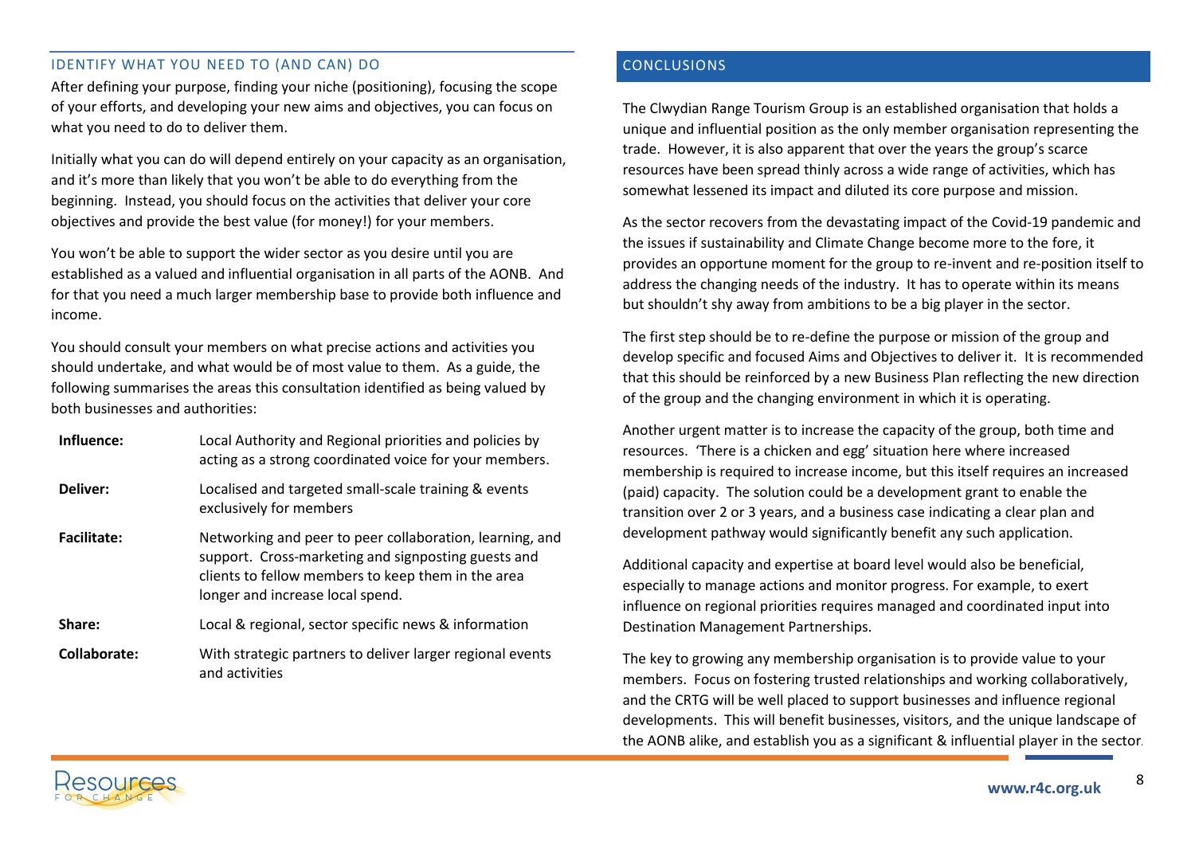## IDENTIFY WHAT YOU NEED TO (AND CAN) DO

After defining your purpose, finding your niche (positioning), focusing the scope of your efforts, and developing your new aims and objectives, you can focus on what you need to do to deliver them.

Initially what you can do will depend entirely on your capacity as an organisation, and it's more than likely that you won't be able to do everything from the beginning. Instead, you should focus on the activities that deliver your core objectives and provide the best value (for money!) for your members.

You won't be able to support the wider sector as you desire until you are established as a valued and influential organisation in all parts of the AONB. And for that you need a much larger membership base to provide both influence and income.

You should consult your members on what precise actions and activities you should undertake, and what would be of most value to them. As a guide, the following summarises the areas this consultation identified as being valued by both businesses and authorities:

| | |
|---|---|
| **Influence:** | Local Authority and Regional priorities and policies by acting as a strong coordinated voice for your members. |
| **Deliver:** | Localised and targeted small-scale training & events exclusively for members |
| **Facilitate:** | Networking and peer to peer collaboration, learning, and support. Cross-marketing and signposting guests and clients to fellow members to keep them in the area longer and increase local spend. |
| **Share:** | Local & regional, sector specific news & information |
| **Collaborate:** | With strategic partners to deliver larger regional events and activities |

## CONCLUSIONS

The Clwydian Range Tourism Group is an established organisation that holds a unique and influential position as the only member organisation representing the trade. However, it is also apparent that over the years the group's scarce resources have been spread thinly across a wide range of activities, which has somewhat lessened its impact and diluted its core purpose and mission.

As the sector recovers from the devastating impact of the Covid-19 pandemic and the issues if sustainability and Climate Change become more to the fore, it provides an opportune moment for the group to re-invent and re-position itself to address the changing needs of the industry. It has to operate within its means but shouldn't shy away from ambitions to be a big player in the sector.

The first step should be to re-define the purpose or mission of the group and develop specific and focused Aims and Objectives to deliver it. It is recommended that this should be reinforced by a new Business Plan reflecting the new direction of the group and the changing environment in which it is operating.

Another urgent matter is to increase the capacity of the group, both time and resources. 'There is a chicken and egg' situation here where increased membership is required to increase income, but this itself requires an increased (paid) capacity. The solution could be a development grant to enable the transition over 2 or 3 years, and a business case indicating a clear plan and development pathway would significantly benefit any such application.

Additional capacity and expertise at board level would also be beneficial, especially to manage actions and monitor progress. For example, to exert influence on regional priorities requires managed and coordinated input into Destination Management Partnerships.

The key to growing any membership organisation is to provide value to your members. Focus on fostering trusted relationships and working collaboratively, and the CRTG will be well placed to support businesses and influence regional developments. This will benefit businesses, visitors, and the unique landscape of the AONB alike, and establish you as a significant & influential player in the sector.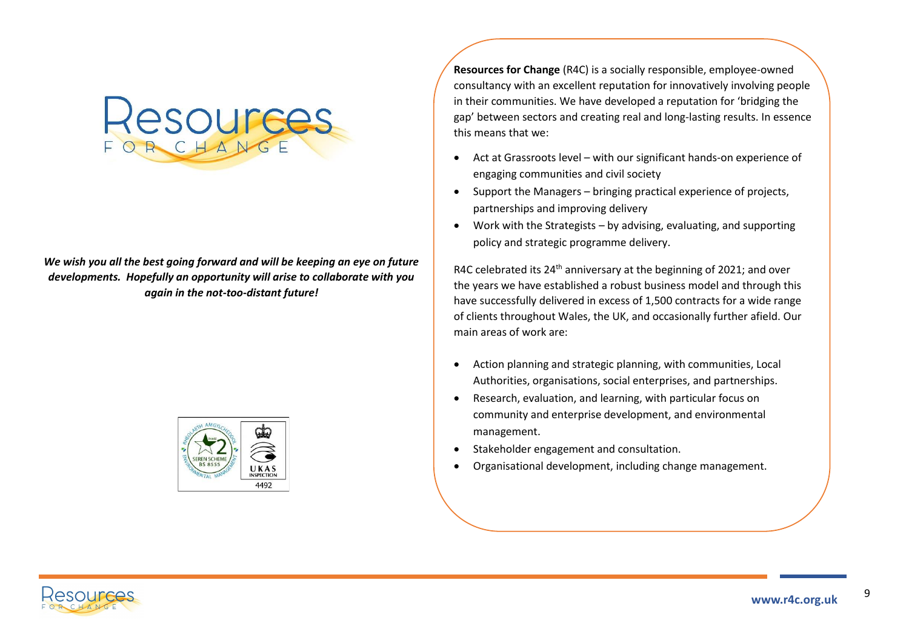*We wish you all the best going forward and will be keeping an eye on future developments. Hopefully an opportunity will arise to collaborate with you again in the not-too-distant future!*

**Resources for Change** (R4C) is a socially responsible, employee-owned consultancy with an excellent reputation for innovatively involving people in their communities. We have developed a reputation for 'bridging the gap' between sectors and creating real and long-lasting results. In essence this means that we:

- Act at Grassroots level – with our significant hands-on experience of engaging communities and civil society
- Support the Managers – bringing practical experience of projects, partnerships and improving delivery
- Work with the Strategists – by advising, evaluating, and supporting policy and strategic programme delivery.

R4C celebrated its 24th anniversary at the beginning of 2021; and over the years we have established a robust business model and through this have successfully delivered in excess of 1,500 contracts for a wide range of clients throughout Wales, the UK, and occasionally further afield. Our main areas of work are:

- Action planning and strategic planning, with communities, Local Authorities, organisations, social enterprises, and partnerships.
- Research, evaluation, and learning, with particular focus on community and enterprise development, and environmental management.
- Stakeholder engagement and consultation.
- Organisational development, including change management.

www.r4c.org.uk